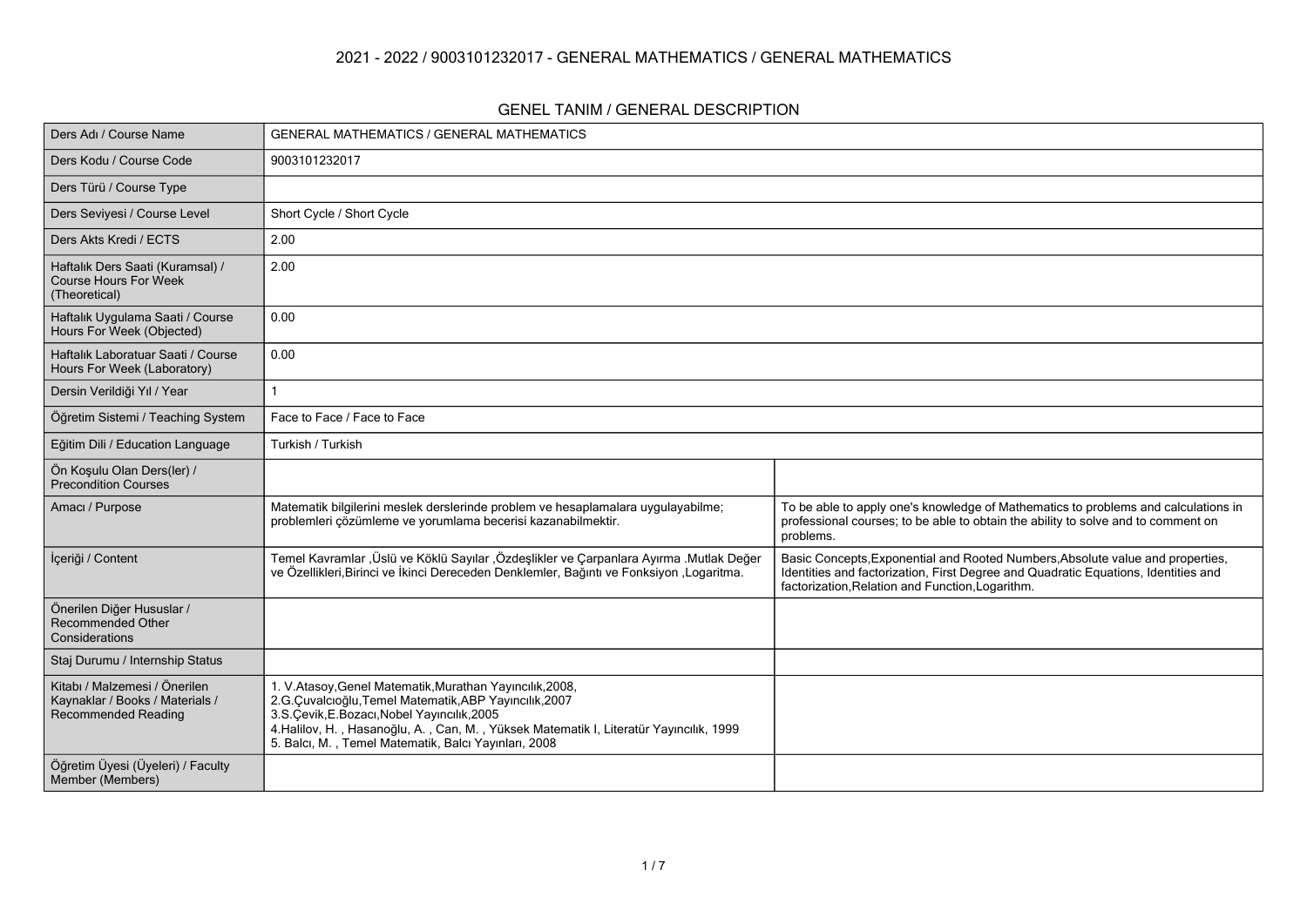# 2021 - 2022 / 9003101232017 - GENERAL MATHEMATICS / GENERAL MATHEMATICS

## GENEL TANIM / GENERAL DESCRIPTION

| | | |
|---|---|---|
| Ders Adı / Course Name | GENERAL MATHEMATICS / GENERAL MATHEMATICS | |
| Ders Kodu / Course Code | 9003101232017 | |
| Ders Türü / Course Type | | |
| Ders Seviyesi / Course Level | Short Cycle / Short Cycle | |
| Ders Akts Kredi / ECTS | 2.00 | |
| Haftalık Ders Saati (Kuramsal) / Course Hours For Week (Theoretical) | 2.00 | |
| Haftalık Uygulama Saati / Course Hours For Week (Objected) | 0.00 | |
| Haftalık Laboratuar Saati / Course Hours For Week (Laboratory) | 0.00 | |
| Dersin Verildiği Yıl / Year | 1 | |
| Öğretim Sistemi / Teaching System | Face to Face / Face to Face | |
| Eğitim Dili / Education Language | Turkish / Turkish | |
| Ön Koşulu Olan Ders(ler) / Precondition Courses | | |
| Amacı / Purpose | Matematik bilgilerini meslek derslerinde problem ve hesaplamalara uygulayabilme; problemleri çözümleme ve yorumlama becerisi kazanabilmektir. | To be able to apply one's knowledge of Mathematics to problems and calculations in professional courses; to be able to obtain the ability to solve and to comment on problems. |
| İçeriği / Content | Temel Kavramlar ,Üslü ve Köklü Sayılar ,Özdeşlikler ve Çarpanlara Ayırma .Mutlak Değer ve Özellikleri,Birinci ve İkinci Dereceden Denklemler, Bağıntı ve Fonksiyon ,Logaritma. | Basic Concepts,Exponential and Rooted Numbers,Absolute value and properties, Identities and factorization, First Degree and Quadratic Equations, Identities and factorization,Relation and Function,Logarithm. |
| Önerilen Diğer Hususlar / Recommended Other Considerations | | |
| Staj Durumu / Internship Status | | |
| Kitabı / Malzemesi / Önerilen Kaynaklar / Books / Materials / Recommended Reading | 1. V.Atasoy,Genel Matematik,Murathan Yayıncılık,2008,<br>2.G.Çuvalcıoğlu,Temel Matematik,ABP Yayıncılık,2007<br>3.S.Çevik,E.Bozacı,Nobel Yayıncılık,2005<br>4.Halilov, H. , Hasanoğlu, A. , Can, M. , Yüksek Matematik I, Literatür Yayıncılık, 1999<br>5. Balcı, M. , Temel Matematik, Balcı Yayınları, 2008 | |
| Öğretim Üyesi (Üyeleri) / Faculty Member (Members) | | |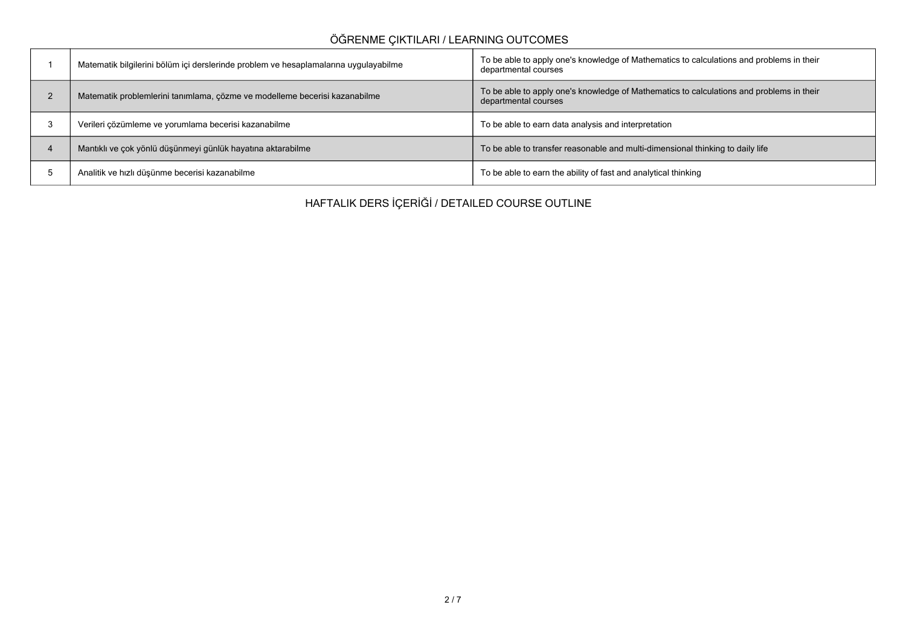## ÖĞRENME ÇIKTILARI / LEARNING OUTCOMES

| | | |
|---|---|---|
| 1 | Matematik bilgilerini bölüm içi derslerinde problem ve hesaplamalarına uygulayabilme | To be able to apply one's knowledge of Mathematics to calculations and problems in their departmental courses |
| 2 | Matematik problemlerini tanımlama, çözme ve modelleme becerisi kazanabilme | To be able to apply one's knowledge of Mathematics to calculations and problems in their departmental courses |
| 3 | Verileri çözümleme ve yorumlama becerisi kazanabilme | To be able to earn data analysis and interpretation |
| 4 | Mantıklı ve çok yönlü düşünmeyi günlük hayatına aktarabilme | To be able to transfer reasonable and multi-dimensional thinking to daily life |
| 5 | Analitik ve hızlı düşünme becerisi kazanabilme | To be able to earn the ability of fast and analytical thinking |

## HAFTALIK DERS İÇERİĞİ / DETAILED COURSE OUTLINE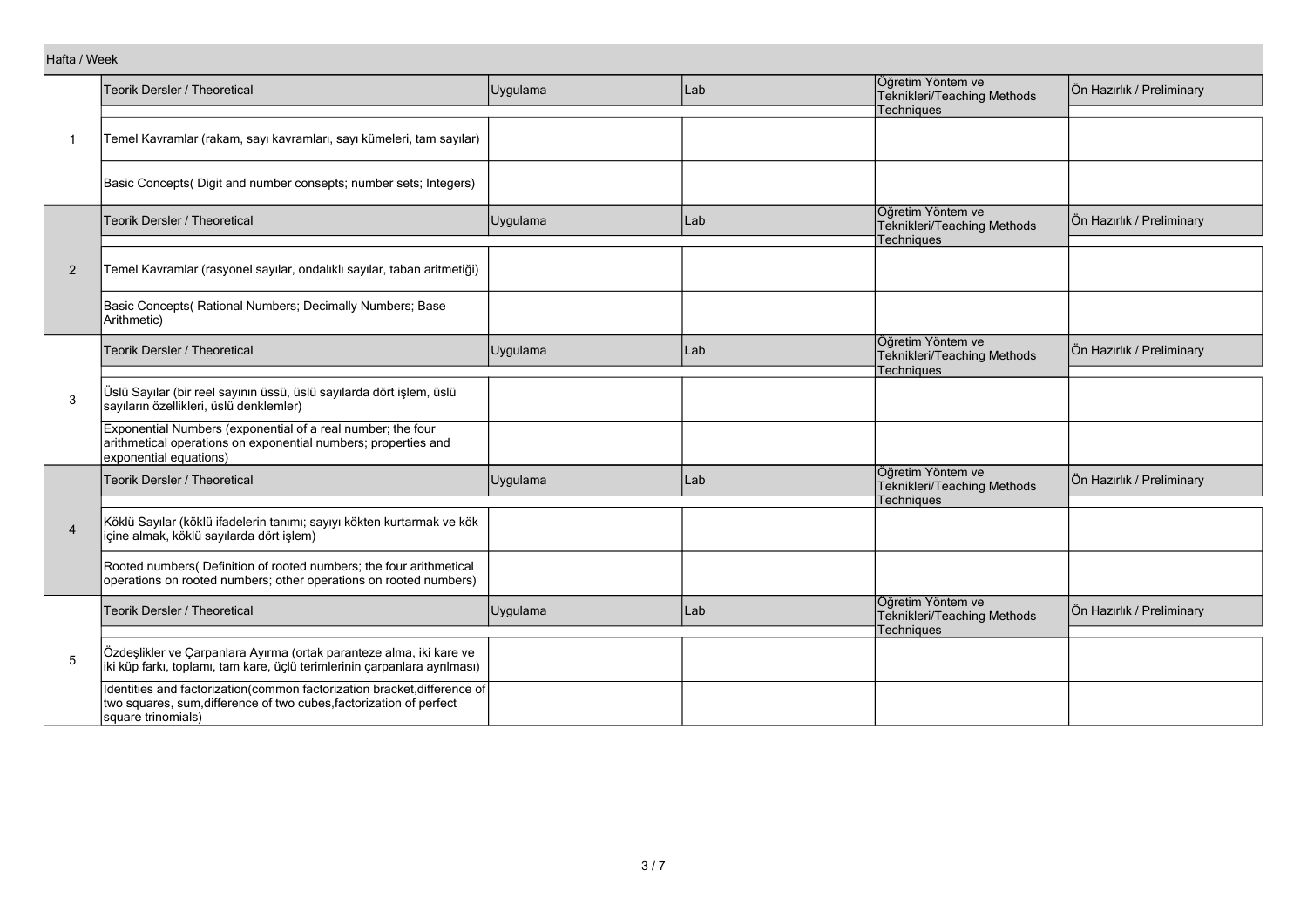| Hafta / Week | | | | | |
|---|---|---|---|---|---|
| | Teorik Dersler / Theoretical | Uygulama | Lab | Öğretim Yöntem ve Teknikleri/Teaching Methods Techniques | Ön Hazırlık / Preliminary |
| 1 | Temel Kavramlar (rakam, sayı kavramları, sayı kümeleri, tam sayılar) | | | | |
| | Basic Concepts( Digit and number consepts; number sets; Integers) | | | | |
| | Teorik Dersler / Theoretical | Uygulama | Lab | Öğretim Yöntem ve Teknikleri/Teaching Methods Techniques | Ön Hazırlık / Preliminary |
| 2 | Temel Kavramlar (rasyonel sayılar, ondalıklı sayılar, taban aritmetiği) | | | | |
| | Basic Concepts( Rational Numbers; Decimally Numbers; Base Arithmetic) | | | | |
| | Teorik Dersler / Theoretical | Uygulama | Lab | Öğretim Yöntem ve Teknikleri/Teaching Methods Techniques | Ön Hazırlık / Preliminary |
| 3 | Üslü Sayılar (bir reel sayının üssü, üslü sayılarda dört işlem, üslü sayıların özellikleri, üslü denklemler) | | | | |
| | Exponential Numbers (exponential of a real number; the four arithmetical operations on exponential numbers; properties and exponential equations) | | | | |
| | Teorik Dersler / Theoretical | Uygulama | Lab | Öğretim Yöntem ve Teknikleri/Teaching Methods Techniques | Ön Hazırlık / Preliminary |
| 4 | Köklü Sayılar (köklü ifadelerin tanımı; sayıyı kökten kurtarmak ve kök içine almak, köklü sayılarda dört işlem) | | | | |
| | Rooted numbers( Definition of rooted numbers; the four arithmetical operations on rooted numbers; other operations on rooted numbers) | | | | |
| | Teorik Dersler / Theoretical | Uygulama | Lab | Öğretim Yöntem ve Teknikleri/Teaching Methods Techniques | Ön Hazırlık / Preliminary |
| 5 | Özdeşlikler ve Çarpanlara Ayırma (ortak paranteze alma, iki kare ve iki küp farkı, toplamı, tam kare, üçlü terimlerinin çarpanlara ayrılması) | | | | |
| | Identities and factorization(common factorization bracket,difference of two squares, sum,difference of two cubes,factorization of perfect square trinomials) | | | | |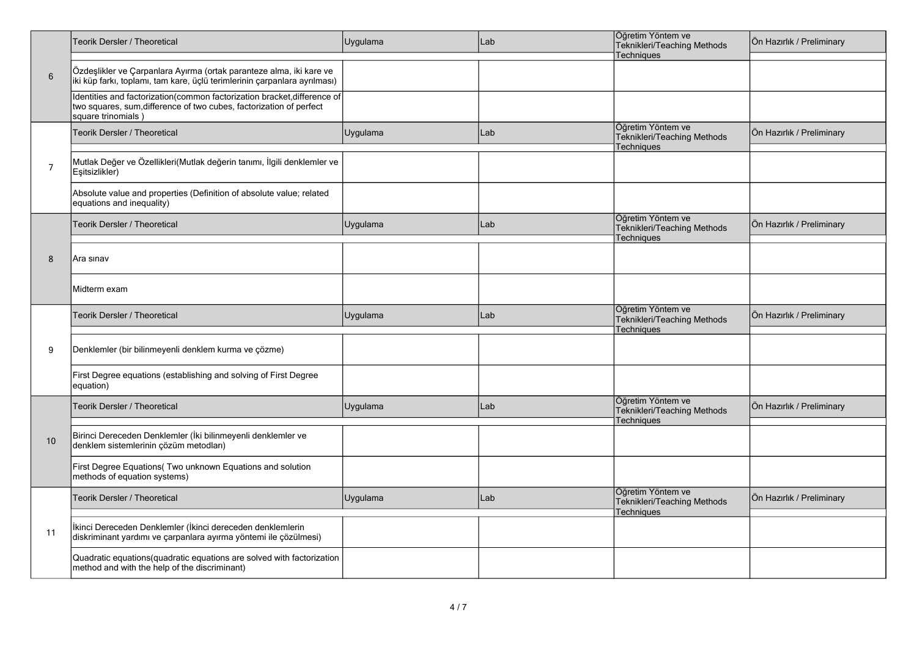| | Teorik Dersler / Theoretical | Uygulama | Lab | Öğretim Yöntem ve Teknikleri/Teaching Methods Techniques | Ön Hazırlık / Preliminary |
|---|---|---|---|---|---|
| 6 | Özdeşlikler ve Çarpanlara Ayırma (ortak paranteze alma, iki kare ve iki küp farkı, toplamı, tam kare, üçlü terimlerinin çarpanlara ayrılması) | | | | |
| | Identities and factorization(common factorization bracket,difference of two squares, sum,difference of two cubes, factorization of perfect square trinomials ) | | | | |
| | Teorik Dersler / Theoretical | Uygulama | Lab | Öğretim Yöntem ve Teknikleri/Teaching Methods Techniques | Ön Hazırlık / Preliminary |
| 7 | Mutlak Değer ve Özellikleri(Mutlak değerin tanımı, İlgili denklemler ve Eşitsizlikler) | | | | |
| | Absolute value and properties (Definition of absolute value; related equations and inequality) | | | | |
| | Teorik Dersler / Theoretical | Uygulama | Lab | Öğretim Yöntem ve Teknikleri/Teaching Methods Techniques | Ön Hazırlık / Preliminary |
| 8 | Ara sınav | | | | |
| | Midterm exam | | | | |
| | Teorik Dersler / Theoretical | Uygulama | Lab | Öğretim Yöntem ve Teknikleri/Teaching Methods Techniques | Ön Hazırlık / Preliminary |
| 9 | Denklemler (bir bilinmeyenli denklem kurma ve çözme) | | | | |
| | First Degree equations (establishing and solving of First Degree equation) | | | | |
| | Teorik Dersler / Theoretical | Uygulama | Lab | Öğretim Yöntem ve Teknikleri/Teaching Methods Techniques | Ön Hazırlık / Preliminary |
| 10 | Birinci Dereceden Denklemler (İki bilinmeyenli denklemler ve denklem sistemlerinin çözüm metodları) | | | | |
| | First Degree Equations( Two unknown Equations and solution methods of equation systems) | | | | |
| | Teorik Dersler / Theoretical | Uygulama | Lab | Öğretim Yöntem ve Teknikleri/Teaching Methods Techniques | Ön Hazırlık / Preliminary |
| 11 | İkinci Dereceden Denklemler (İkinci dereceden denklemlerin diskriminant yardımı ve çarpanlara ayırma yöntemi ile çözülmesi) | | | | |
| | Quadratic equations(quadratic equations are solved with factorization method and with the help of the discriminant) | | | | |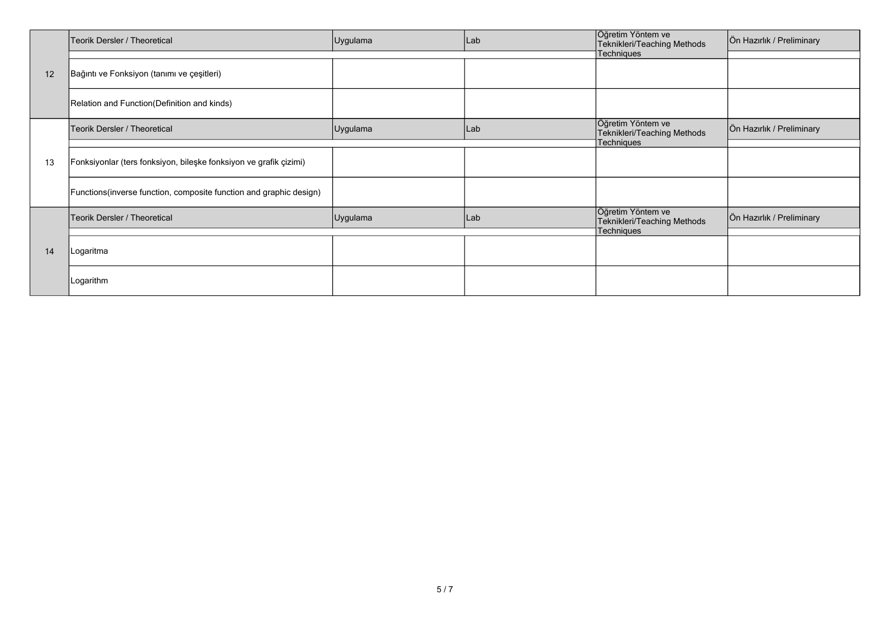| | Teorik Dersler / Theoretical | Uygulama | Lab | Öğretim Yöntem ve Teknikleri/Teaching Methods Techniques | Ön Hazırlık / Preliminary |
|---|---|---|---|---|---|
| 12 | Bağıntı ve Fonksiyon (tanımı ve çeşitleri) | | | | |
| | Relation and Function(Definition and kinds) | | | | |
| | **Teorik Dersler / Theoretical** | **Uygulama** | **Lab** | **Öğretim Yöntem ve Teknikleri/Teaching Methods Techniques** | **Ön Hazırlık / Preliminary** |
| 13 | Fonksiyonlar (ters fonksiyon, bileşke fonksiyon ve grafik çizimi) | | | | |
| | Functions(inverse function, composite function and graphic design) | | | | |
| | **Teorik Dersler / Theoretical** | **Uygulama** | **Lab** | **Öğretim Yöntem ve Teknikleri/Teaching Methods Techniques** | **Ön Hazırlık / Preliminary** |
| 14 | Logaritma | | | | |
| | Logarithm | | | | |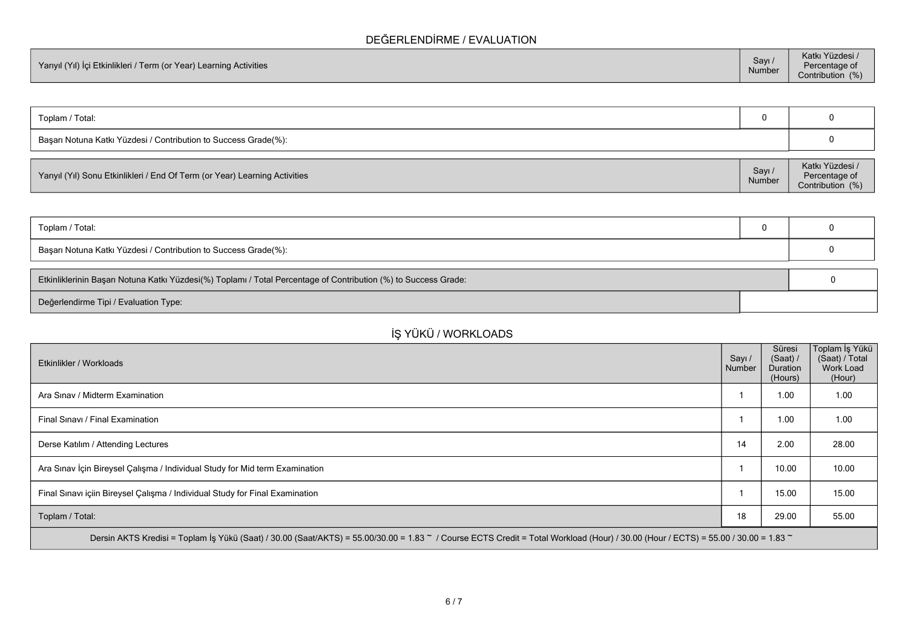## DEĞERLENDİRME / EVALUATION

| Yarıyıl (Yıl) İçi Etkinlikleri / Term (or Year) Learning Activities | Sayı / Number | Katkı Yüzdesi / Percentage of Contribution (%) |
|---|---|---|
| Toplam / Total: | 0 | 0 |
| Başarı Notuna Katkı Yüzdesi / Contribution to Success Grade(%): | | 0 |

| Yarıyıl (Yıl) Sonu Etkinlikleri / End Of Term (or Year) Learning Activities | Sayı / Number | Katkı Yüzdesi / Percentage of Contribution (%) |
|---|---|---|
| Toplam / Total: | 0 | 0 |
| Başarı Notuna Katkı Yüzdesi / Contribution to Success Grade(%): | | 0 |

| Etkinliklerinin Başarı Notuna Katkı Yüzdesi(%) Toplamı / Total Percentage of Contribution (%) to Success Grade: | 0 |
|---|---|
| Değerlendirme Tipi / Evaluation Type: | |

## İŞ YÜKÜ / WORKLOADS

| Etkinlikler / Workloads | Sayı / Number | Süresi (Saat) / Duration (Hours) | Toplam İş Yükü (Saat) / Total Work Load (Hour) |
|---|---|---|---|
| Ara Sınav / Midterm Examination | 1 | 1.00 | 1.00 |
| Final Sınavı / Final Examination | 1 | 1.00 | 1.00 |
| Derse Katılım / Attending Lectures | 14 | 2.00 | 28.00 |
| Ara Sınav İçin Bireysel Çalışma / Individual Study for Mid term Examination | 1 | 10.00 | 10.00 |
| Final Sınavı içiin Bireysel Çalışma / Individual Study for Final Examination | 1 | 15.00 | 15.00 |
| Toplam / Total: | 18 | 29.00 | 55.00 |

Dersin AKTS Kredisi = Toplam İş Yükü (Saat) / 30.00 (Saat/AKTS) = 55.00/30.00 = 1.83 ~ / Course ECTS Credit = Total Workload (Hour) / 30.00 (Hour / ECTS) = 55.00 / 30.00 = 1.83 ~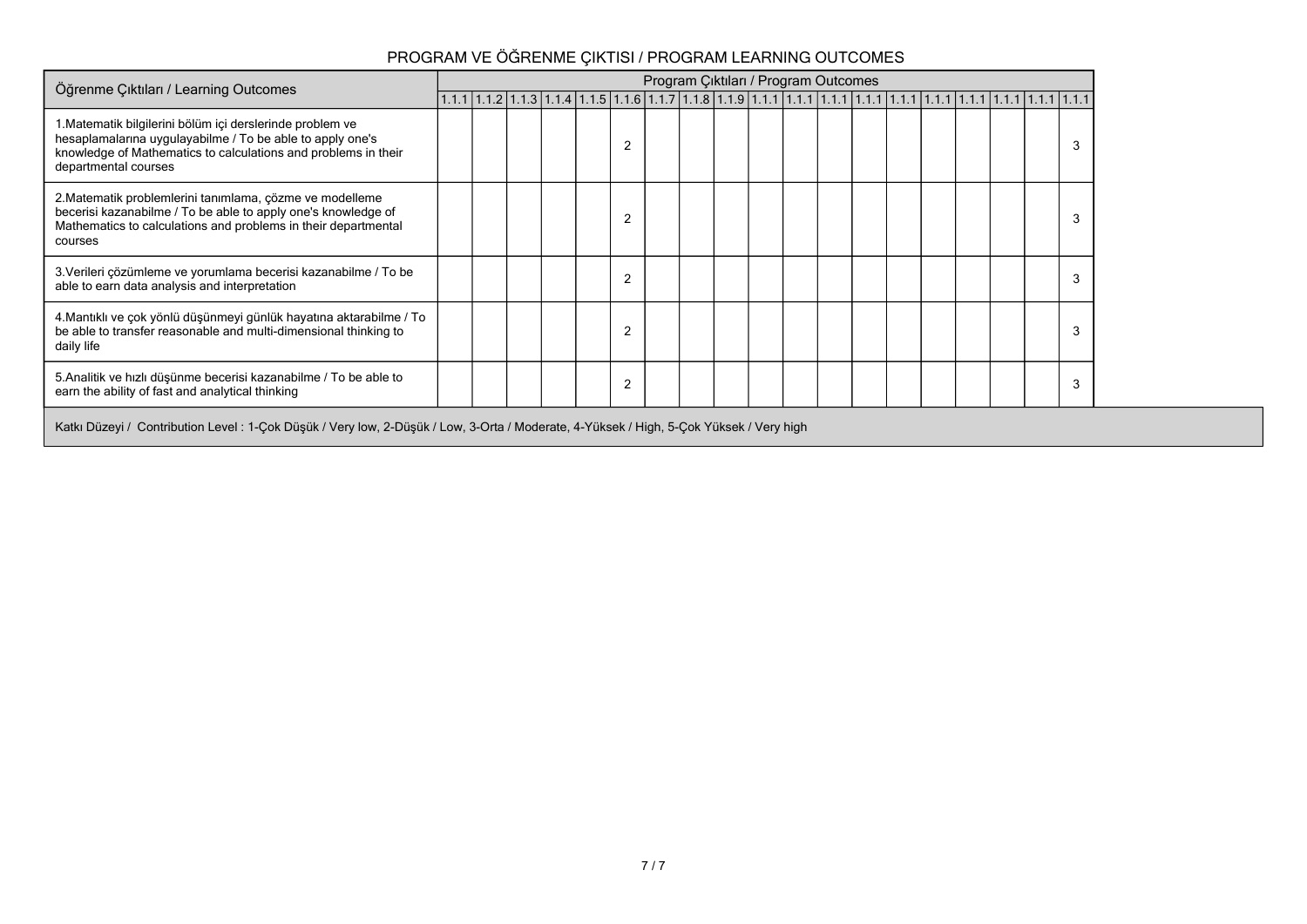## PROGRAM VE ÖĞRENME ÇIKTISI / PROGRAM LEARNING OUTCOMES

| Öğrenme Çıktıları / Learning Outcomes | Program Çıktıları / Program Outcomes | | | | | | | | | | | | | | | | | | |
|---|---|---|---|---|---|---|---|---|---|---|---|---|---|---|---|---|---|---|---|
| | 1.1.1 | 1.1.2 | 1.1.3 | 1.1.4 | 1.1.5 | 1.1.6 | 1.1.7 | 1.1.8 | 1.1.9 | 1.1.1 | 1.1.1 | 1.1.1 | 1.1.1 | 1.1.1 | 1.1.1 | 1.1.1 | 1.1.1 | 1.1.1 | 1.1.1 |
| 1.Matematik bilgilerini bölüm içi derslerinde problem ve hesaplamalarına uygulayabilme / To be able to apply one's knowledge of Mathematics to calculations and problems in their departmental courses | | | | | | 2 | | | | | | | | | | | | | 3 |
| 2.Matematik problemlerini tanımlama, çözme ve modelleme becerisi kazanabilme / To be able to apply one's knowledge of Mathematics to calculations and problems in their departmental courses | | | | | | 2 | | | | | | | | | | | | | 3 |
| 3.Verileri çözümleme ve yorumlama becerisi kazanabilme / To be able to earn data analysis and interpretation | | | | | | 2 | | | | | | | | | | | | | 3 |
| 4.Mantıklı ve çok yönlü düşünmeyi günlük hayatına aktarabilme / To be able to transfer reasonable and multi-dimensional thinking to daily life | | | | | | 2 | | | | | | | | | | | | | 3 |
| 5.Analitik ve hızlı düşünme becerisi kazanabilme / To be able to earn the ability of fast and analytical thinking | | | | | | 2 | | | | | | | | | | | | | 3 |

Katkı Düzeyi / Contribution Level : 1-Çok Düşük / Very low, 2-Düşük / Low, 3-Orta / Moderate, 4-Yüksek / High, 5-Çok Yüksek / Very high